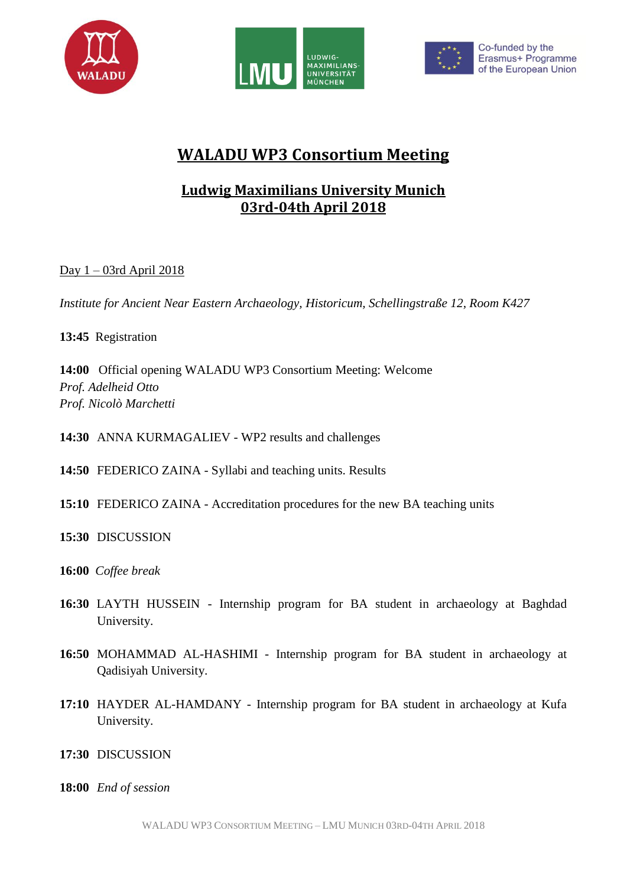WALADU

LMU LUDWIG-MAXIMILIANS-UNIVERSITÄT MÜNCHEN

Co-funded by the Erasmus+ Programme of the European Union

# WALADU WP3 Consortium Meeting

## Ludwig Maximilians University Munich
## 03rd-04th April 2018

Day 1 – 03rd April 2018

*Institute for Ancient Near Eastern Archaeology, Historicum, Schellingstraße 12, Room K427*

**13:45** Registration

**14:00** Official opening WALADU WP3 Consortium Meeting: Welcome
*Prof. Adelheid Otto*
*Prof. Nicolò Marchetti*

**14:30** ANNA KURMAGALIEV - WP2 results and challenges

**14:50** FEDERICO ZAINA - Syllabi and teaching units. Results

**15:10** FEDERICO ZAINA - Accreditation procedures for the new BA teaching units

**15:30** DISCUSSION

**16:00** *Coffee break*

**16:30** LAYTH HUSSEIN - Internship program for BA student in archaeology at Baghdad University.

**16:50** MOHAMMAD AL-HASHIMI - Internship program for BA student in archaeology at Qadisiyah University.

**17:10** HAYDER AL-HAMDANY - Internship program for BA student in archaeology at Kufa University.

**17:30** DISCUSSION

**18:00** *End of session*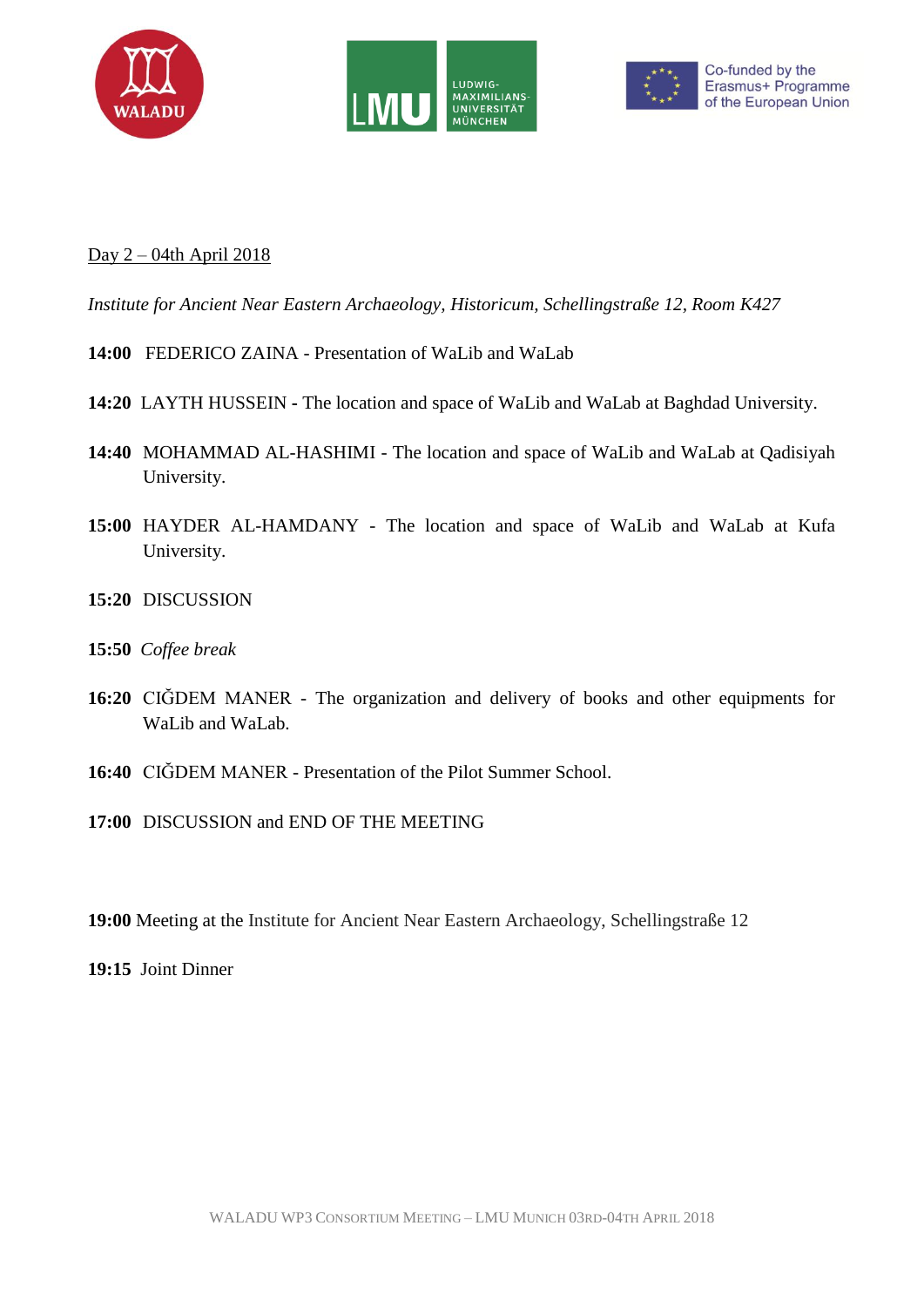Day 2 – 04th April 2018

*Institute for Ancient Near Eastern Archaeology, Historicum, Schellingstraße 12, Room K427*

**14:00** FEDERICO ZAINA - Presentation of WaLib and WaLab

**14:20** LAYTH HUSSEIN - The location and space of WaLib and WaLab at Baghdad University.

**14:40** MOHAMMAD AL-HASHIMI - The location and space of WaLib and WaLab at Qadisiyah University.

**15:00** HAYDER AL-HAMDANY - The location and space of WaLib and WaLab at Kufa University.

**15:20** DISCUSSION

**15:50** *Coffee break*

**16:20** CIĞDEM MANER - The organization and delivery of books and other equipments for WaLib and WaLab.

**16:40** CIĞDEM MANER - Presentation of the Pilot Summer School.

**17:00** DISCUSSION and END OF THE MEETING

**19:00** Meeting at the Institute for Ancient Near Eastern Archaeology, Schellingstraße 12

**19:15** Joint Dinner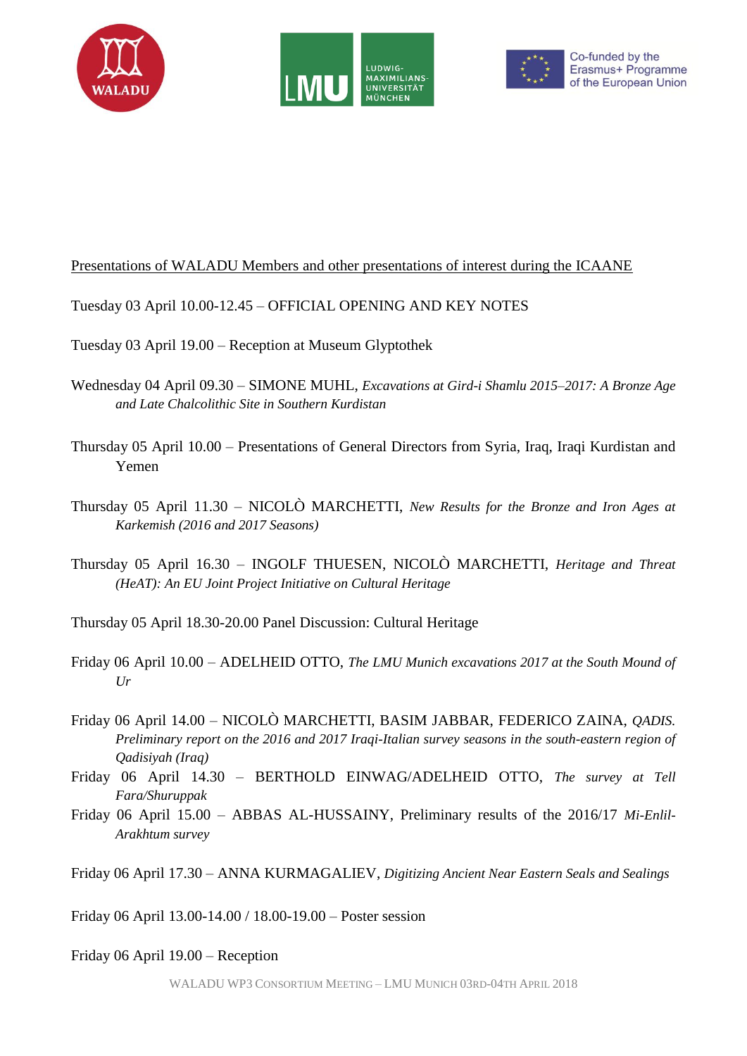Presentations of WALADU Members and other presentations of interest during the ICAANE

Tuesday 03 April 10.00-12.45 – OFFICIAL OPENING AND KEY NOTES

Tuesday 03 April 19.00 – Reception at Museum Glyptothek

Wednesday 04 April 09.30 – SIMONE MUHL, *Excavations at Gird-i Shamlu 2015–2017: A Bronze Age and Late Chalcolithic Site in Southern Kurdistan*

Thursday 05 April 10.00 – Presentations of General Directors from Syria, Iraq, Iraqi Kurdistan and Yemen

Thursday 05 April 11.30 – NICOLÒ MARCHETTI, *New Results for the Bronze and Iron Ages at Karkemish (2016 and 2017 Seasons)*

Thursday 05 April 16.30 – INGOLF THUESEN, NICOLÒ MARCHETTI, *Heritage and Threat (HeAT): An EU Joint Project Initiative on Cultural Heritage*

Thursday 05 April 18.30-20.00 Panel Discussion: Cultural Heritage

Friday 06 April 10.00 – ADELHEID OTTO, *The LMU Munich excavations 2017 at the South Mound of Ur*

Friday 06 April 14.00 – NICOLÒ MARCHETTI, BASIM JABBAR, FEDERICO ZAINA, *QADIS. Preliminary report on the 2016 and 2017 Iraqi-Italian survey seasons in the south-eastern region of Qadisiyah (Iraq)*

Friday 06 April 14.30 – BERTHOLD EINWAG/ADELHEID OTTO, *The survey at Tell Fara/Shuruppak*

Friday 06 April 15.00 – ABBAS AL-HUSSAINY, Preliminary results of the 2016/17 *Mi-Enlil-Arakhtum survey*

Friday 06 April 17.30 – ANNA KURMAGALIEV, *Digitizing Ancient Near Eastern Seals and Sealings*

Friday 06 April 13.00-14.00 / 18.00-19.00 – Poster session

Friday 06 April 19.00 – Reception